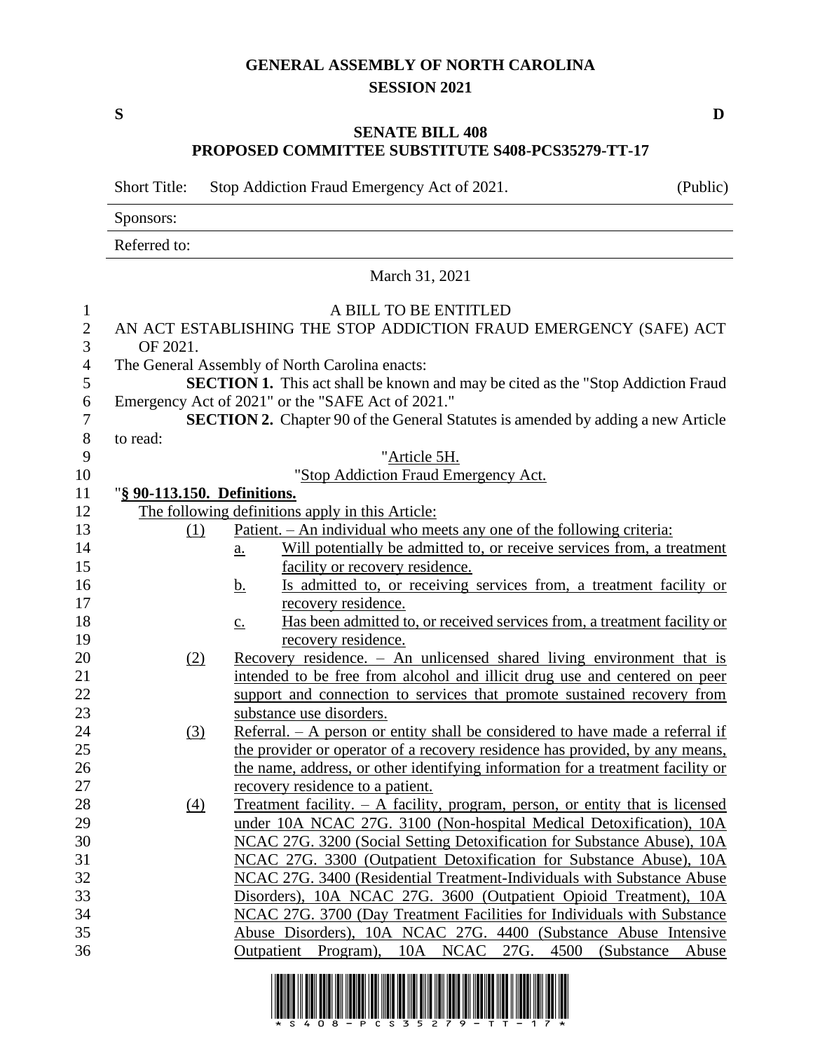# GENERAL ASSEMBLY OF NORTH CAROLINA
## SESSION 2021

**S** **D**

## SENATE BILL 408
## PROPOSED COMMITTEE SUBSTITUTE S408-PCS35279-TT-17

Short Title: Stop Addiction Fraud Emergency Act of 2021. (Public)

Sponsors:

Referred to:

March 31, 2021

A BILL TO BE ENTITLED

AN ACT ESTABLISHING THE STOP ADDICTION FRAUD EMERGENCY (SAFE) ACT OF 2021.

The General Assembly of North Carolina enacts:

**SECTION 1.** This act shall be known and may be cited as the "Stop Addiction Fraud Emergency Act of 2021" or the "SAFE Act of 2021."

**SECTION 2.** Chapter 90 of the General Statutes is amended by adding a new Article to read:

"Article 5H.

"Stop Addiction Fraud Emergency Act.

"**§ 90-113.150. Definitions.**

The following definitions apply in this Article:

(1) Patient. – An individual who meets any one of the following criteria:
   a. Will potentially be admitted to, or receive services from, a treatment facility or recovery residence.
   b. Is admitted to, or receiving services from, a treatment facility or recovery residence.
   c. Has been admitted to, or received services from, a treatment facility or recovery residence.

(2) Recovery residence. – An unlicensed shared living environment that is intended to be free from alcohol and illicit drug use and centered on peer support and connection to services that promote sustained recovery from substance use disorders.

(3) Referral. – A person or entity shall be considered to have made a referral if the provider or operator of a recovery residence has provided, by any means, the name, address, or other identifying information for a treatment facility or recovery residence to a patient.

(4) Treatment facility. – A facility, program, person, or entity that is licensed under 10A NCAC 27G. 3100 (Non-hospital Medical Detoxification), 10A NCAC 27G. 3200 (Social Setting Detoxification for Substance Abuse), 10A NCAC 27G. 3300 (Outpatient Detoxification for Substance Abuse), 10A NCAC 27G. 3400 (Residential Treatment-Individuals with Substance Abuse Disorders), 10A NCAC 27G. 3600 (Outpatient Opioid Treatment), 10A NCAC 27G. 3700 (Day Treatment Facilities for Individuals with Substance Abuse Disorders), 10A NCAC 27G. 4400 (Substance Abuse Intensive Outpatient Program), 10A NCAC 27G. 4500 (Substance Abuse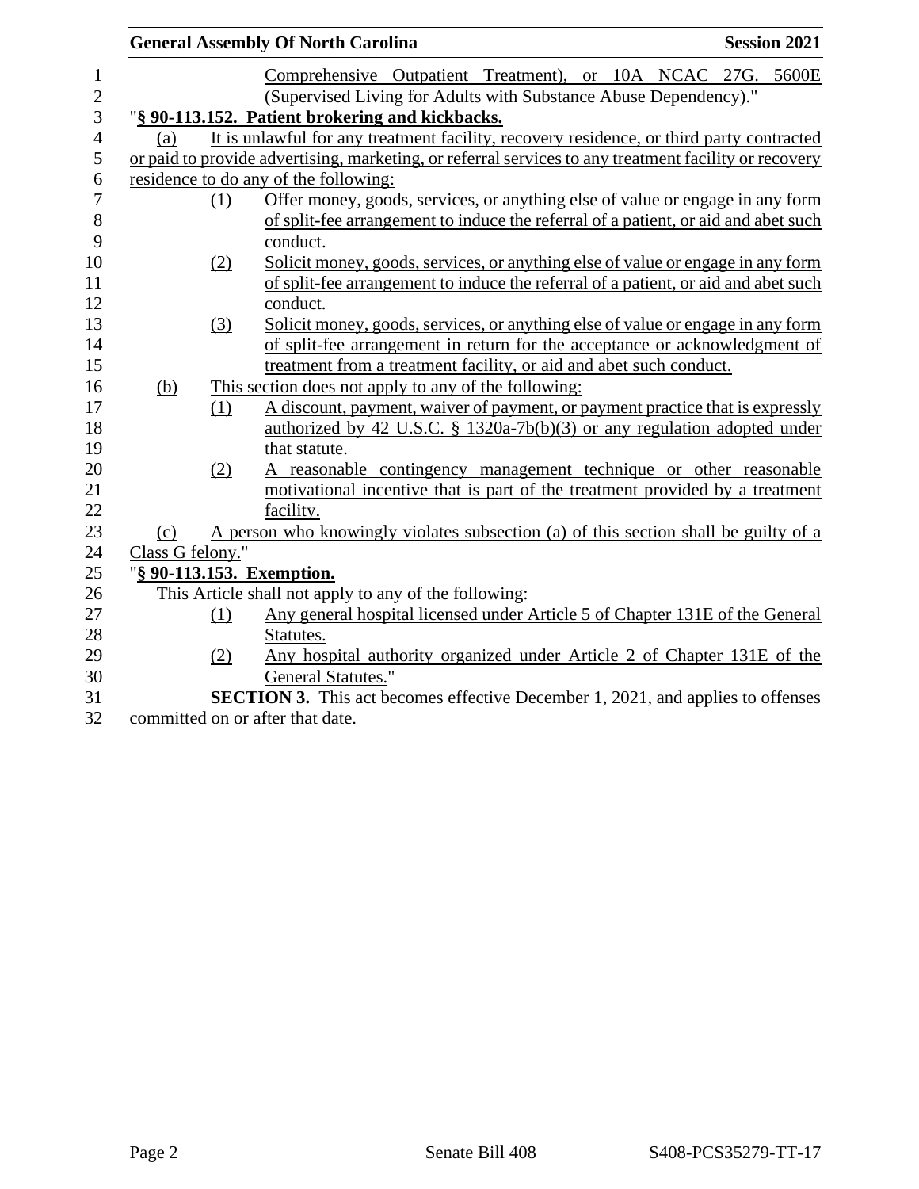Comprehensive Outpatient Treatment), or 10A NCAC 27G. 5600E (Supervised Living for Adults with Substance Abuse Dependency)."

"**§ 90-113.152. Patient brokering and kickbacks.**

(a) It is unlawful for any treatment facility, recovery residence, or third party contracted or paid to provide advertising, marketing, or referral services to any treatment facility or recovery residence to do any of the following:

(1) Offer money, goods, services, or anything else of value or engage in any form of split-fee arrangement to induce the referral of a patient, or aid and abet such conduct.

(2) Solicit money, goods, services, or anything else of value or engage in any form of split-fee arrangement to induce the referral of a patient, or aid and abet such conduct.

(3) Solicit money, goods, services, or anything else of value or engage in any form of split-fee arrangement in return for the acceptance or acknowledgment of treatment from a treatment facility, or aid and abet such conduct.

(b) This section does not apply to any of the following:

(1) A discount, payment, waiver of payment, or payment practice that is expressly authorized by 42 U.S.C. § 1320a-7b(b)(3) or any regulation adopted under that statute.

(2) A reasonable contingency management technique or other reasonable motivational incentive that is part of the treatment provided by a treatment facility.

(c) A person who knowingly violates subsection (a) of this section shall be guilty of a Class G felony."

"**§ 90-113.153. Exemption.**

This Article shall not apply to any of the following:

(1) Any general hospital licensed under Article 5 of Chapter 131E of the General Statutes.

(2) Any hospital authority organized under Article 2 of Chapter 131E of the General Statutes."

**SECTION 3.** This act becomes effective December 1, 2021, and applies to offenses committed on or after that date.